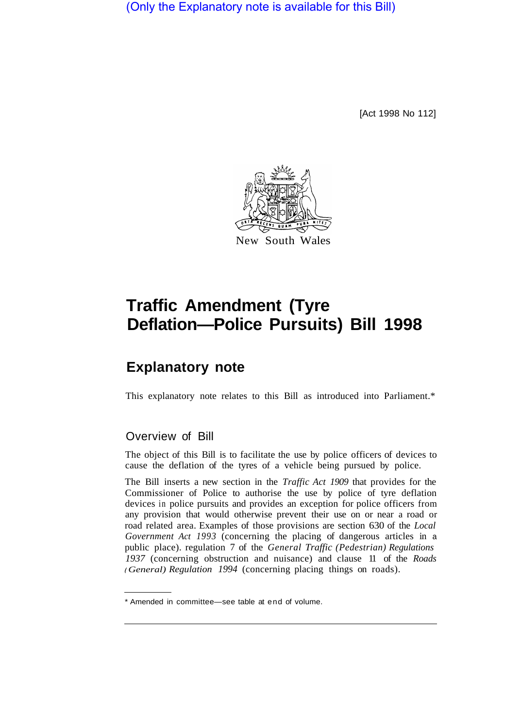(Only the Explanatory note is available for this Bill)

[Act 1998 No 112]

New South Wales

# Traffic Amendment (Tyre Deflation—Police Pursuits) Bill 1998

## Explanatory note

This explanatory note relates to this Bill as introduced into Parliament.*

### Overview of Bill

The object of this Bill is to facilitate the use by police officers of devices to cause the deflation of the tyres of a vehicle being pursued by police.

The Bill inserts a new section in the *Traffic Act 1909* that provides for the Commissioner of Police to authorise the use by police of tyre deflation devices in police pursuits and provides an exception for police officers from any provision that would otherwise prevent their use on or near a road or road related area. Examples of those provisions are section 630 of the *Local Government Act 1993* (concerning the placing of dangerous articles in a public place). regulation 7 of the *General Traffic (Pedestrian) Regulations 1937* (concerning obstruction and nuisance) and clause 11 of the *Roads (General) Regulation 1994* (concerning placing things on roads).

* Amended in committee—see table at end of volume.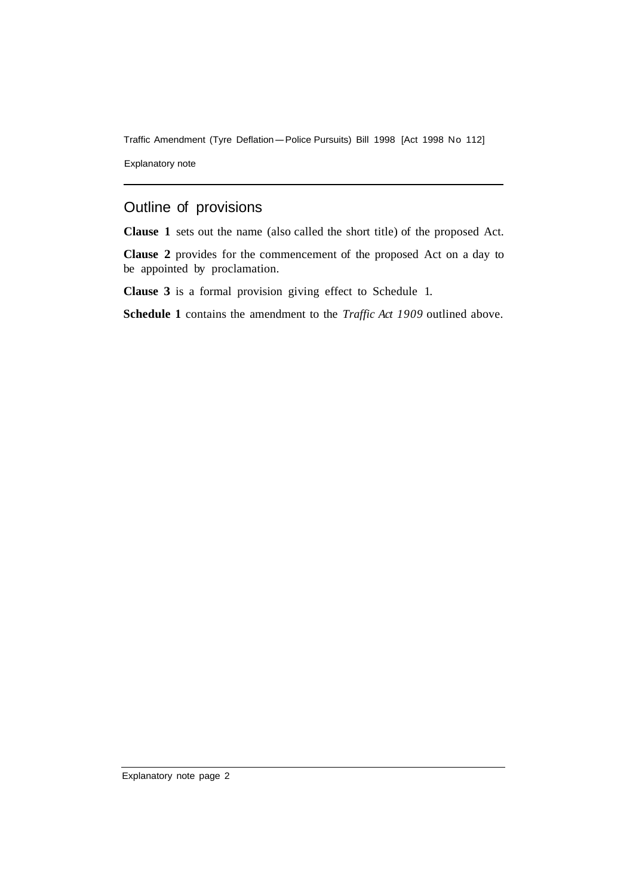## Outline of provisions

**Clause 1** sets out the name (also called the short title) of the proposed Act.

**Clause 2** provides for the commencement of the proposed Act on a day to be appointed by proclamation.

**Clause 3** is a formal provision giving effect to Schedule 1.

**Schedule 1** contains the amendment to the *Traffic Act 1909* outlined above.